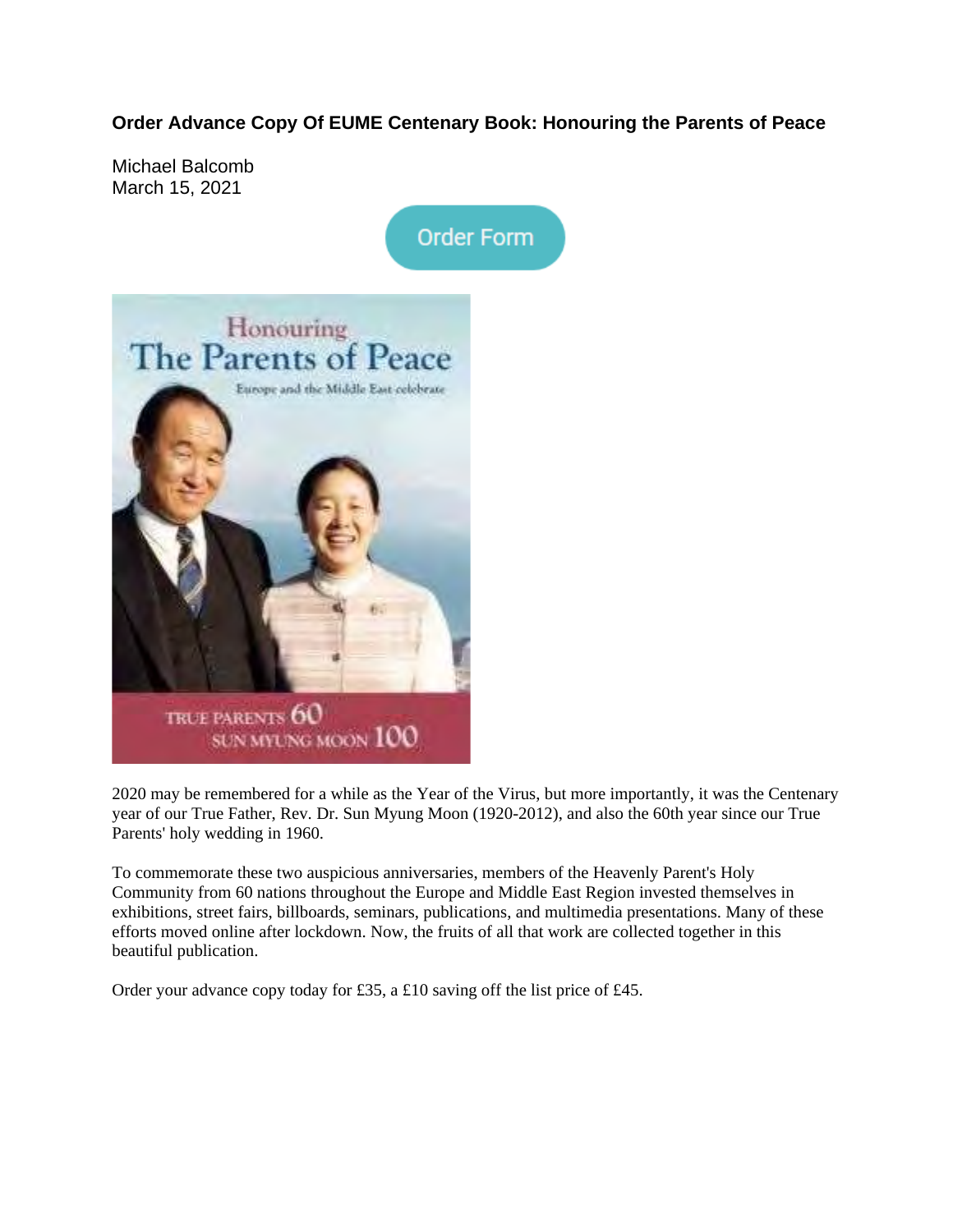**Order Advance Copy Of EUME Centenary Book: Honouring the Parents of Peace**

Michael Balcomb
March 15, 2021

Order Form

2020 may be remembered for a while as the Year of the Virus, but more importantly, it was the Centenary year of our True Father, Rev. Dr. Sun Myung Moon (1920-2012), and also the 60th year since our True Parents' holy wedding in 1960.

To commemorate these two auspicious anniversaries, members of the Heavenly Parent's Holy Community from 60 nations throughout the Europe and Middle East Region invested themselves in exhibitions, street fairs, billboards, seminars, publications, and multimedia presentations. Many of these efforts moved online after lockdown. Now, the fruits of all that work are collected together in this beautiful publication.

Order your advance copy today for £35, a £10 saving off the list price of £45.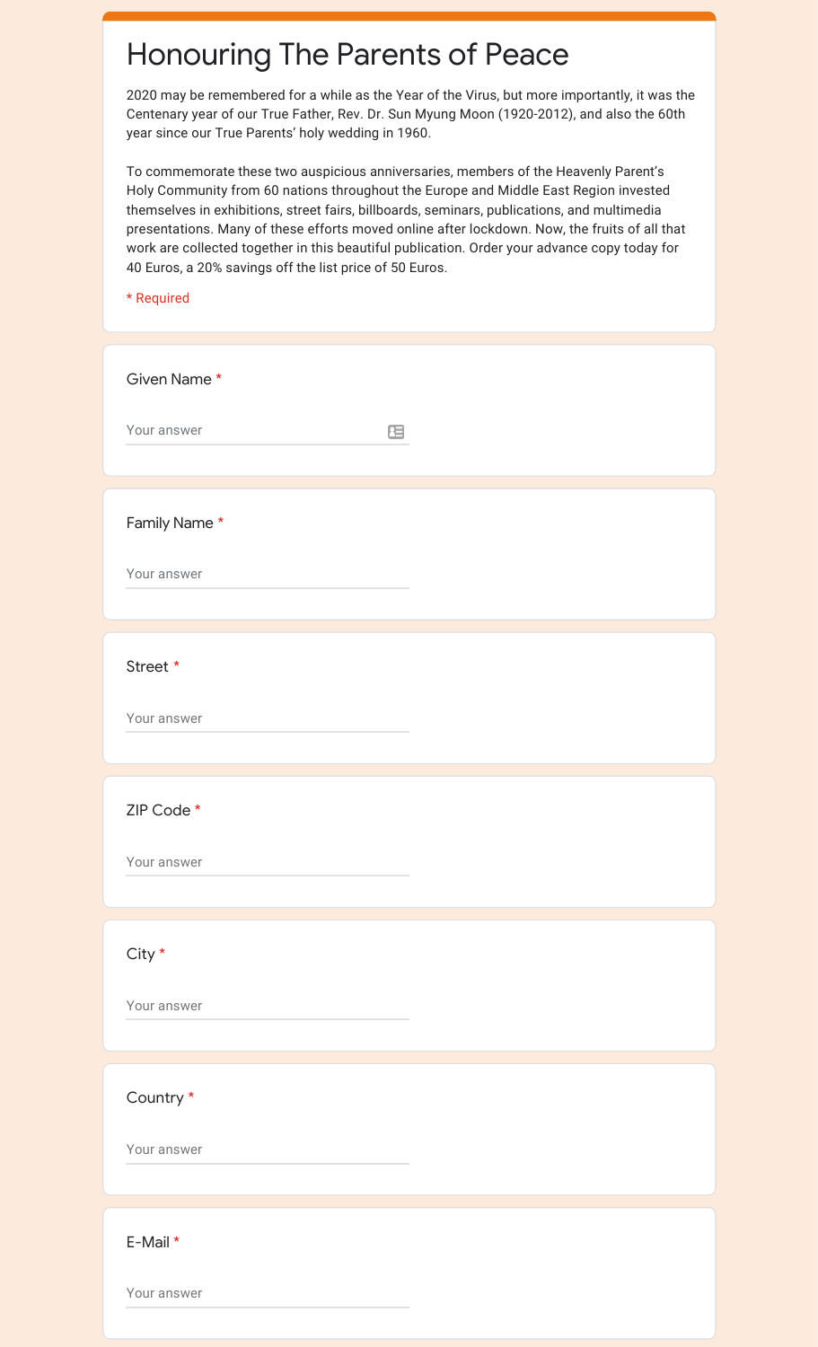# Honouring The Parents of Peace

2020 may be remembered for a while as the Year of the Virus, but more importantly, it was the Centenary year of our True Father, Rev. Dr. Sun Myung Moon (1920-2012), and also the 60th year since our True Parents' holy wedding in 1960.

To commemorate these two auspicious anniversaries, members of the Heavenly Parent's Holy Community from 60 nations throughout the Europe and Middle East Region invested themselves in exhibitions, street fairs, billboards, seminars, publications, and multimedia presentations. Many of these efforts moved online after lockdown. Now, the fruits of all that work are collected together in this beautiful publication. Order your advance copy today for 40 Euros, a 20% savings off the list price of 50 Euros.

\* Required

Given Name *

Your answer

Family Name *

Your answer

Street *

Your answer

ZIP Code *

Your answer

City *

Your answer

Country *

Your answer

E-Mail *

Your answer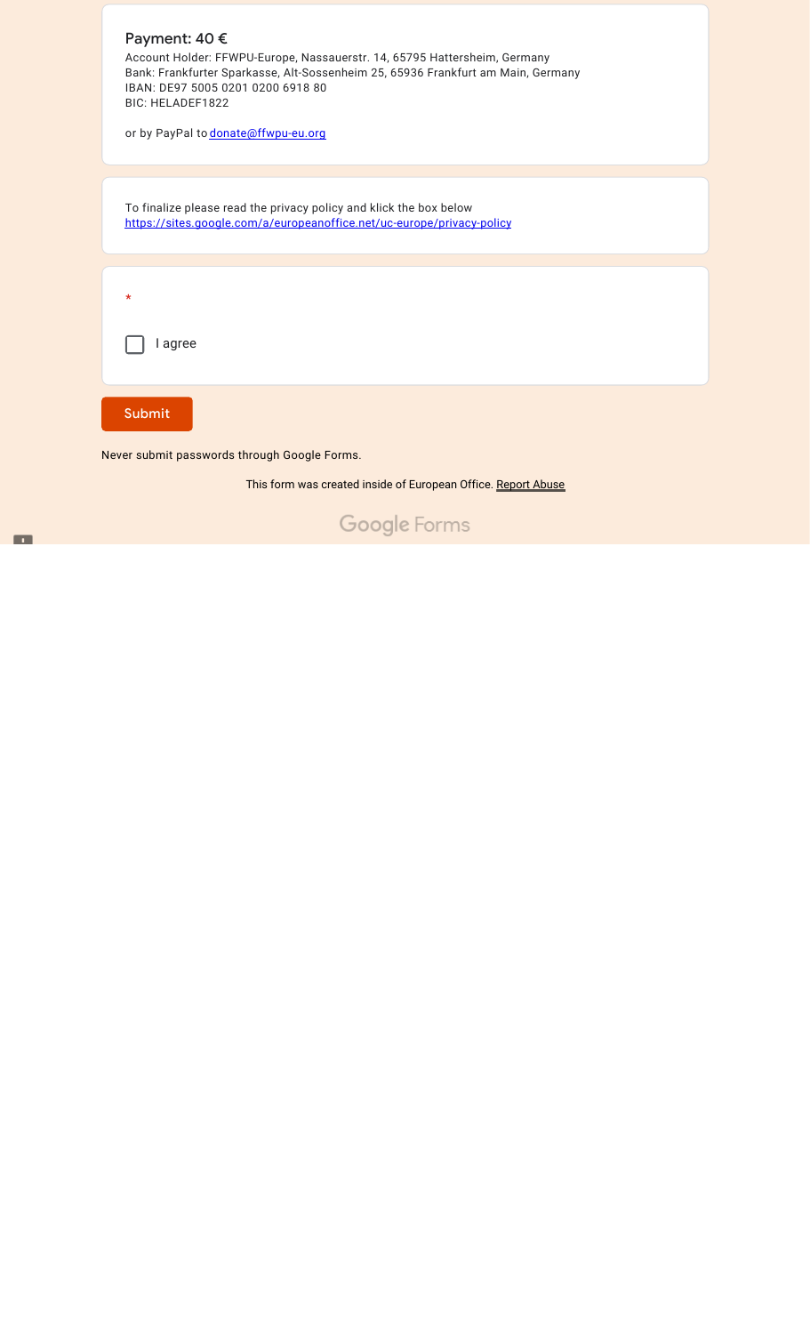## Payment: 40 €

Account Holder: FFWPU-Europe, Nassauerstr. 14, 65795 Hattersheim, Germany
Bank: Frankfurter Sparkasse, Alt-Sossenheim 25, 65936 Frankfurt am Main, Germany
IBAN: DE97 5005 0201 0200 6918 80
BIC: HELADEF1822

or by PayPal to donate@ffwpu-eu.org

To finalize please read the privacy policy and klick the box below
https://sites.google.com/a/europeanoffice.net/uc-europe/privacy-policy

*

☐ I agree

Submit

Never submit passwords through Google Forms.

This form was created inside of European Office. Report Abuse

Google Forms